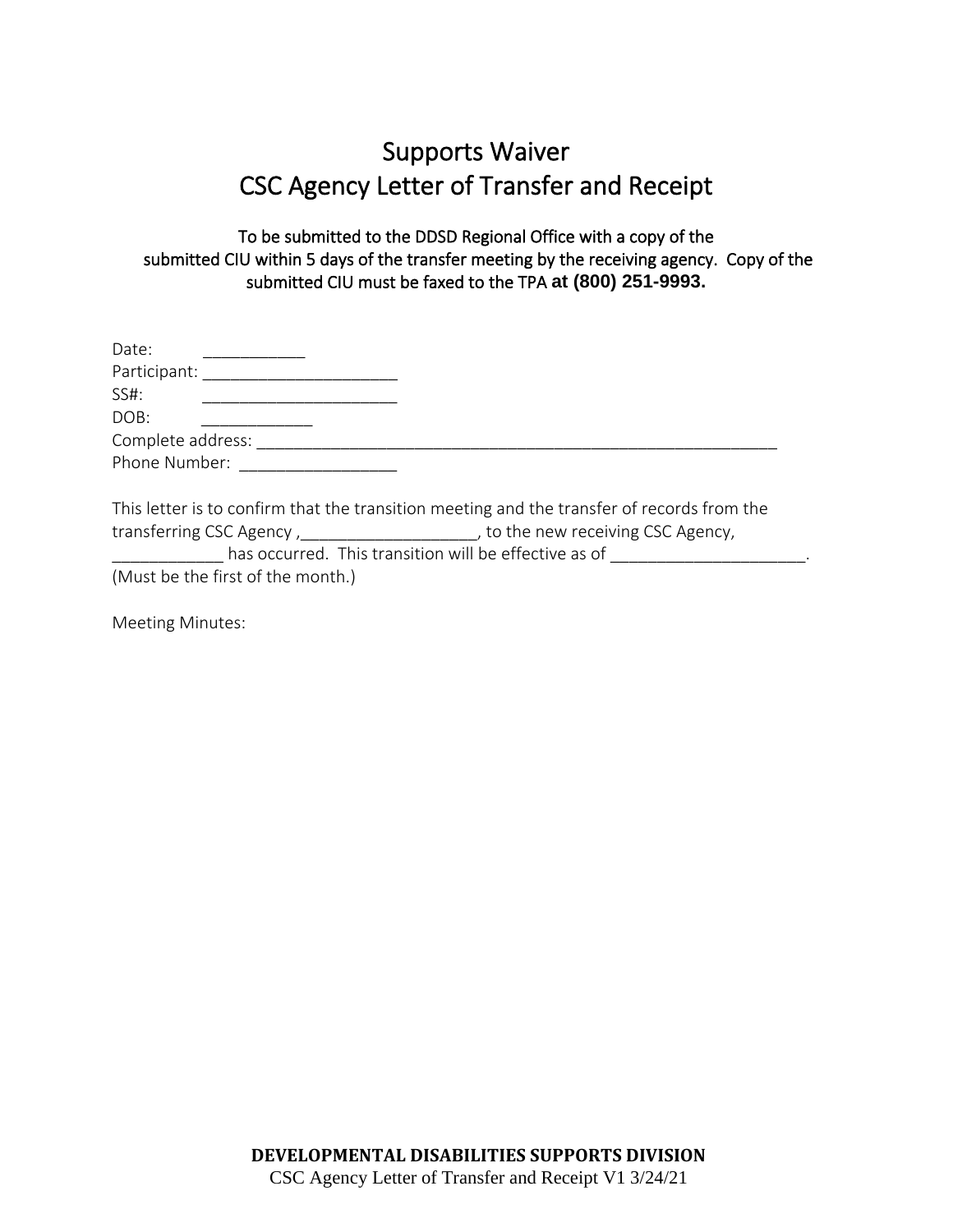# Supports Waiver
# CSC Agency Letter of Transfer and Receipt

To be submitted to the DDSD Regional Office with a copy of the submitted CIU within 5 days of the transfer meeting by the receiving agency. Copy of the submitted CIU must be faxed to the TPA **at (800) 251-9993.**

Date: ___________
Participant: ______________________
SS#: ______________________
DOB: ____________
Complete address: _________________________________________________________
Phone Number: _________________

This letter is to confirm that the transition meeting and the transfer of records from the transferring CSC Agency ,___________________, to the new receiving CSC Agency, ____________ has occurred. This transition will be effective as of _____________________. (Must be the first of the month.)

Meeting Minutes:

**DEVELOPMENTAL DISABILITIES SUPPORTS DIVISION**
CSC Agency Letter of Transfer and Receipt V1 3/24/21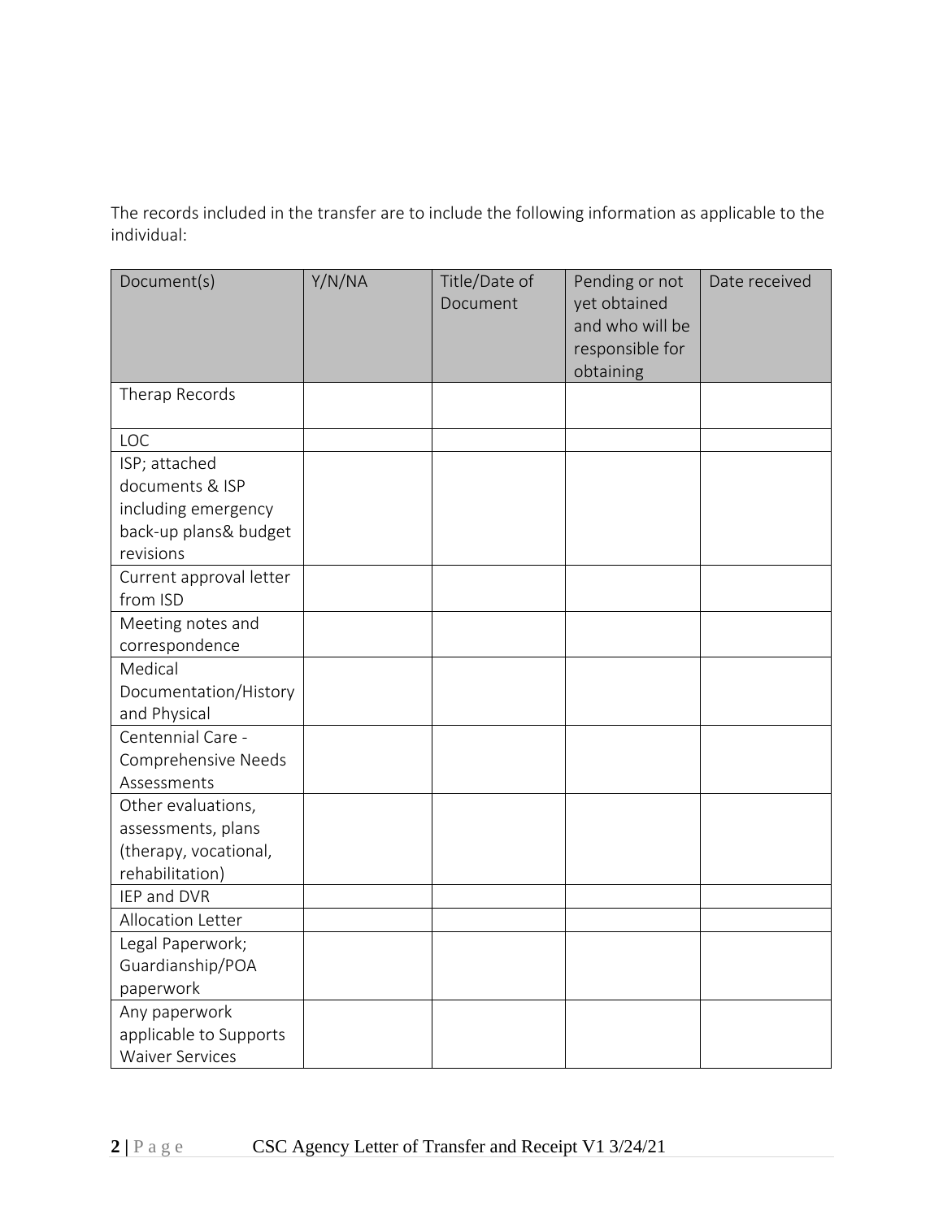The records included in the transfer are to include the following information as applicable to the individual:

| Document(s) | Y/N/NA | Title/Date of Document | Pending or not yet obtained and who will be responsible for obtaining | Date received |
| --- | --- | --- | --- | --- |
| Therap Records | | | | |
| LOC | | | | |
| ISP; attached documents & ISP including emergency back-up plans& budget revisions | | | | |
| Current approval letter from ISD | | | | |
| Meeting notes and correspondence | | | | |
| Medical Documentation/History and Physical | | | | |
| Centennial Care - Comprehensive Needs Assessments | | | | |
| Other evaluations, assessments, plans (therapy, vocational, rehabilitation) | | | | |
| IEP and DVR | | | | |
| Allocation Letter | | | | |
| Legal Paperwork; Guardianship/POA paperwork | | | | |
| Any paperwork applicable to Supports Waiver Services | | | | |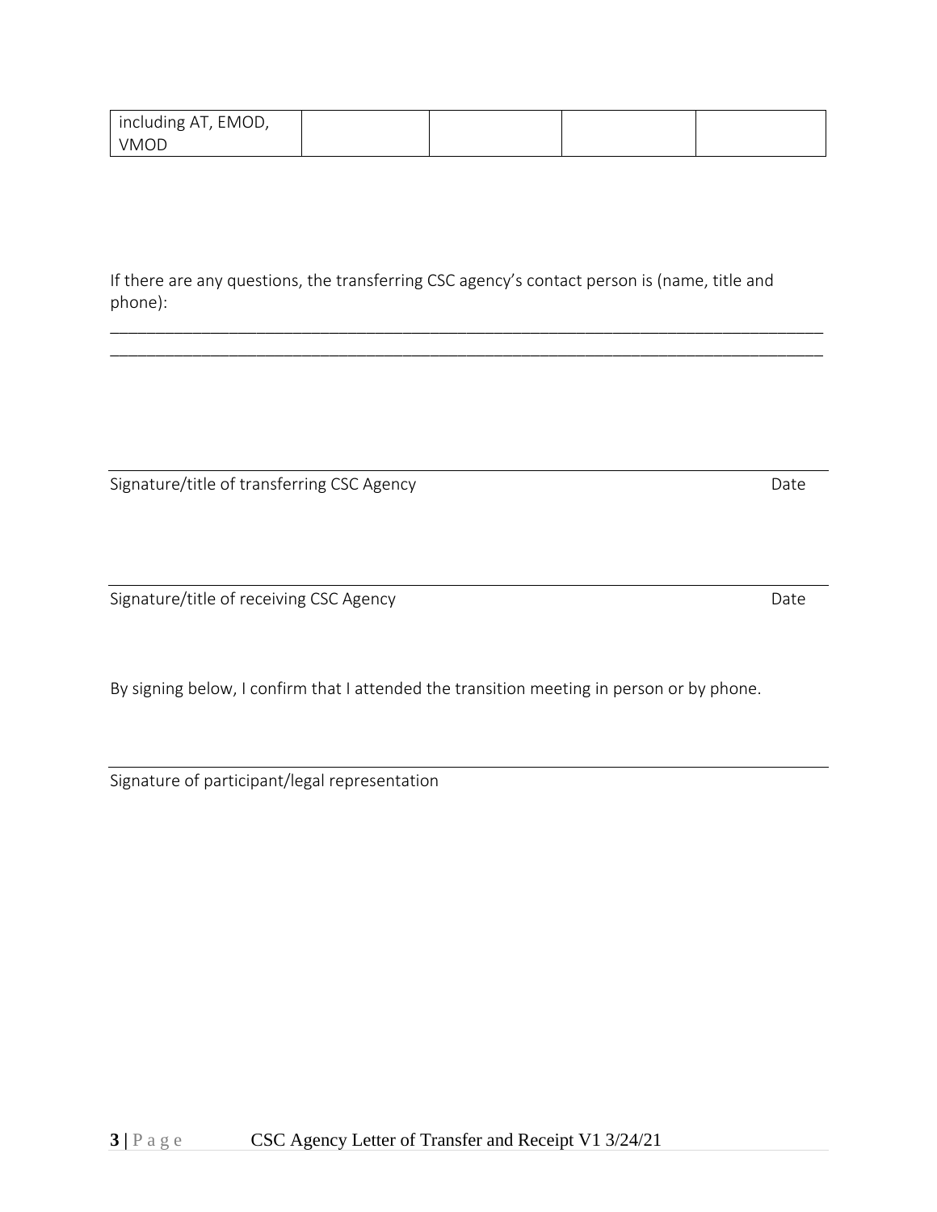| | | | | |
|---|---|---|---|---|
| including AT, EMOD, VMOD | | | | |

If there are any questions, the transferring CSC agency's contact person is (name, title and phone):

_______________________________________________________________________________

_______________________________________________________________________________

_______________________________________________________________________________

Signature/title of transferring CSC Agency Date

_______________________________________________________________________________

Signature/title of receiving CSC Agency Date

By signing below, I confirm that I attended the transition meeting in person or by phone.

_______________________________________________________________________________

Signature of participant/legal representation